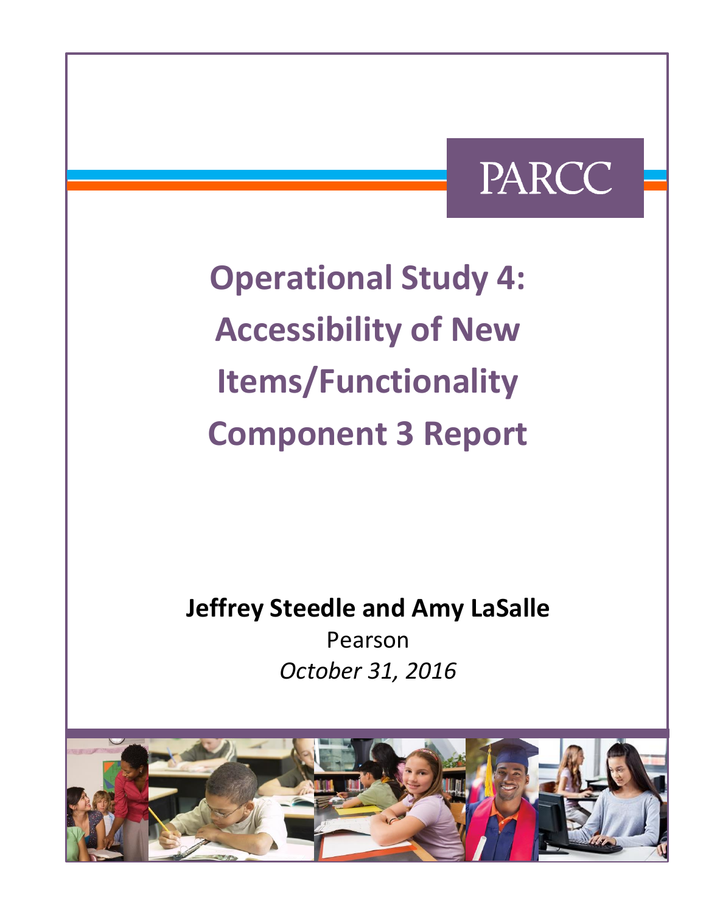PARCC

# Operational Study 4: Accessibility of New Items/Functionality Component 3 Report

**Jeffrey Steedle and Amy LaSalle**

Pearson

*October 31, 2016*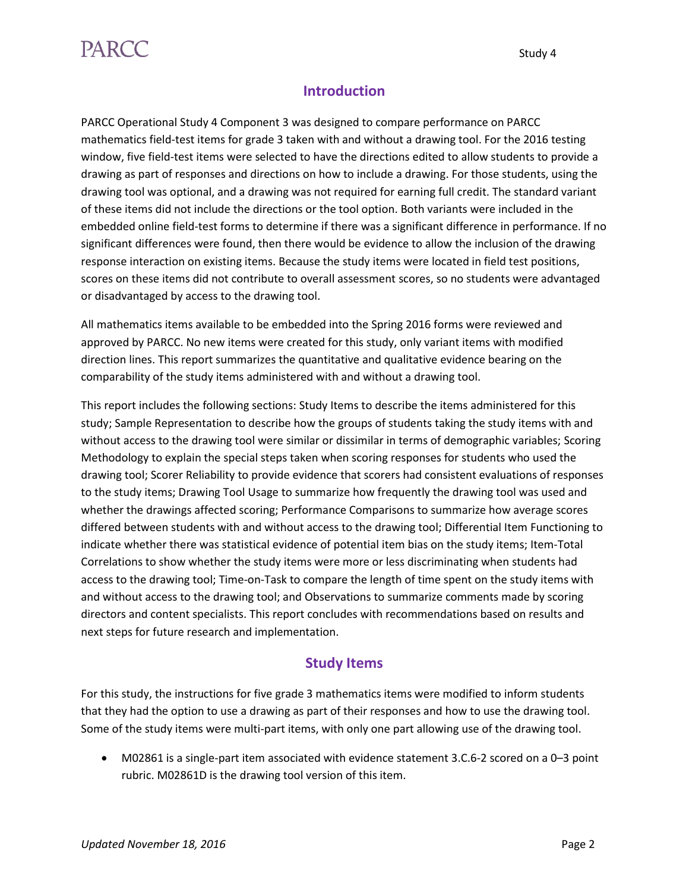## Introduction

PARCC Operational Study 4 Component 3 was designed to compare performance on PARCC mathematics field-test items for grade 3 taken with and without a drawing tool. For the 2016 testing window, five field-test items were selected to have the directions edited to allow students to provide a drawing as part of responses and directions on how to include a drawing. For those students, using the drawing tool was optional, and a drawing was not required for earning full credit. The standard variant of these items did not include the directions or the tool option. Both variants were included in the embedded online field-test forms to determine if there was a significant difference in performance. If no significant differences were found, then there would be evidence to allow the inclusion of the drawing response interaction on existing items. Because the study items were located in field test positions, scores on these items did not contribute to overall assessment scores, so no students were advantaged or disadvantaged by access to the drawing tool.

All mathematics items available to be embedded into the Spring 2016 forms were reviewed and approved by PARCC. No new items were created for this study, only variant items with modified direction lines. This report summarizes the quantitative and qualitative evidence bearing on the comparability of the study items administered with and without a drawing tool.

This report includes the following sections: Study Items to describe the items administered for this study; Sample Representation to describe how the groups of students taking the study items with and without access to the drawing tool were similar or dissimilar in terms of demographic variables; Scoring Methodology to explain the special steps taken when scoring responses for students who used the drawing tool; Scorer Reliability to provide evidence that scorers had consistent evaluations of responses to the study items; Drawing Tool Usage to summarize how frequently the drawing tool was used and whether the drawings affected scoring; Performance Comparisons to summarize how average scores differed between students with and without access to the drawing tool; Differential Item Functioning to indicate whether there was statistical evidence of potential item bias on the study items; Item-Total Correlations to show whether the study items were more or less discriminating when students had access to the drawing tool; Time-on-Task to compare the length of time spent on the study items with and without access to the drawing tool; and Observations to summarize comments made by scoring directors and content specialists. This report concludes with recommendations based on results and next steps for future research and implementation.

## Study Items

For this study, the instructions for five grade 3 mathematics items were modified to inform students that they had the option to use a drawing as part of their responses and how to use the drawing tool. Some of the study items were multi-part items, with only one part allowing use of the drawing tool.

- M02861 is a single-part item associated with evidence statement 3.C.6-2 scored on a 0–3 point rubric. M02861D is the drawing tool version of this item.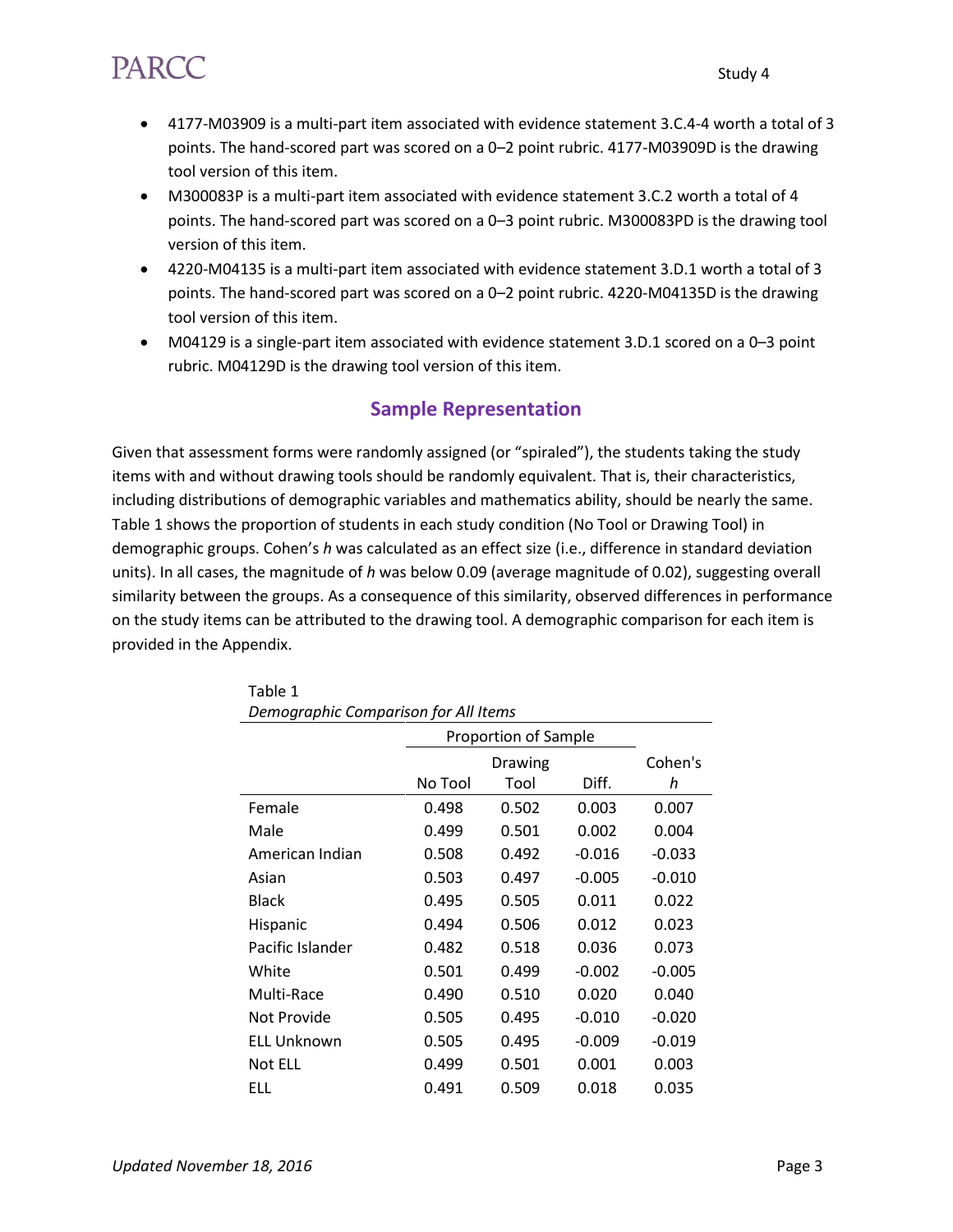- 4177-M03909 is a multi-part item associated with evidence statement 3.C.4-4 worth a total of 3 points. The hand-scored part was scored on a 0–2 point rubric. 4177-M03909D is the drawing tool version of this item.
- M300083P is a multi-part item associated with evidence statement 3.C.2 worth a total of 4 points. The hand-scored part was scored on a 0–3 point rubric. M300083PD is the drawing tool version of this item.
- 4220-M04135 is a multi-part item associated with evidence statement 3.D.1 worth a total of 3 points. The hand-scored part was scored on a 0–2 point rubric. 4220-M04135D is the drawing tool version of this item.
- M04129 is a single-part item associated with evidence statement 3.D.1 scored on a 0–3 point rubric. M04129D is the drawing tool version of this item.

## Sample Representation

Given that assessment forms were randomly assigned (or "spiraled"), the students taking the study items with and without drawing tools should be randomly equivalent. That is, their characteristics, including distributions of demographic variables and mathematics ability, should be nearly the same. Table 1 shows the proportion of students in each study condition (No Tool or Drawing Tool) in demographic groups. Cohen's *h* was calculated as an effect size (i.e., difference in standard deviation units). In all cases, the magnitude of *h* was below 0.09 (average magnitude of 0.02), suggesting overall similarity between the groups. As a consequence of this similarity, observed differences in performance on the study items can be attributed to the drawing tool. A demographic comparison for each item is provided in the Appendix.

Table 1
*Demographic Comparison for All Items*

| | Proportion of Sample | | | |
|---|---|---|---|---|
| | No Tool | Drawing Tool | Diff. | Cohen's *h* |
| Female | 0.498 | 0.502 | 0.003 | 0.007 |
| Male | 0.499 | 0.501 | 0.002 | 0.004 |
| American Indian | 0.508 | 0.492 | -0.016 | -0.033 |
| Asian | 0.503 | 0.497 | -0.005 | -0.010 |
| Black | 0.495 | 0.505 | 0.011 | 0.022 |
| Hispanic | 0.494 | 0.506 | 0.012 | 0.023 |
| Pacific Islander | 0.482 | 0.518 | 0.036 | 0.073 |
| White | 0.501 | 0.499 | -0.002 | -0.005 |
| Multi-Race | 0.490 | 0.510 | 0.020 | 0.040 |
| Not Provide | 0.505 | 0.495 | -0.010 | -0.020 |
| ELL Unknown | 0.505 | 0.495 | -0.009 | -0.019 |
| Not ELL | 0.499 | 0.501 | 0.001 | 0.003 |
| ELL | 0.491 | 0.509 | 0.018 | 0.035 |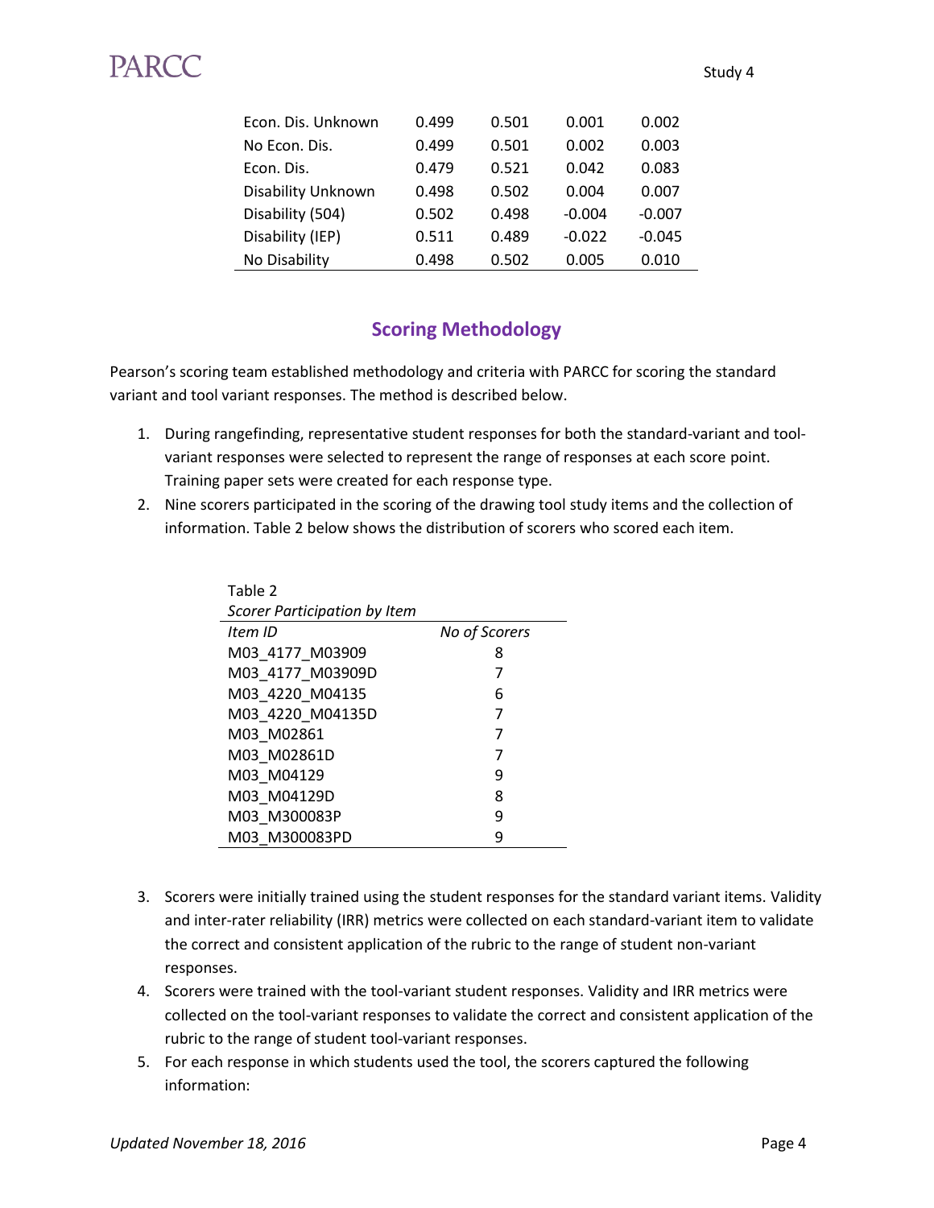| | | | | |
|---|---|---|---|---|
| Econ. Dis. Unknown | 0.499 | 0.501 | 0.001 | 0.002 |
| No Econ. Dis. | 0.499 | 0.501 | 0.002 | 0.003 |
| Econ. Dis. | 0.479 | 0.521 | 0.042 | 0.083 |
| Disability Unknown | 0.498 | 0.502 | 0.004 | 0.007 |
| Disability (504) | 0.502 | 0.498 | -0.004 | -0.007 |
| Disability (IEP) | 0.511 | 0.489 | -0.022 | -0.045 |
| No Disability | 0.498 | 0.502 | 0.005 | 0.010 |

## Scoring Methodology

Pearson's scoring team established methodology and criteria with PARCC for scoring the standard variant and tool variant responses. The method is described below.

1. During rangefinding, representative student responses for both the standard-variant and tool-variant responses were selected to represent the range of responses at each score point. Training paper sets were created for each response type.
2. Nine scorers participated in the scoring of the drawing tool study items and the collection of information. Table 2 below shows the distribution of scorers who scored each item.

Table 2
*Scorer Participation by Item*

| *Item ID* | *No of Scorers* |
|---|---|
| M03_4177_M03909 | 8 |
| M03_4177_M03909D | 7 |
| M03_4220_M04135 | 6 |
| M03_4220_M04135D | 7 |
| M03_M02861 | 7 |
| M03_M02861D | 7 |
| M03_M04129 | 9 |
| M03_M04129D | 8 |
| M03_M300083P | 9 |
| M03_M300083PD | 9 |

3. Scorers were initially trained using the student responses for the standard variant items. Validity and inter-rater reliability (IRR) metrics were collected on each standard-variant item to validate the correct and consistent application of the rubric to the range of student non-variant responses.
4. Scorers were trained with the tool-variant student responses. Validity and IRR metrics were collected on the tool-variant responses to validate the correct and consistent application of the rubric to the range of student tool-variant responses.
5. For each response in which students used the tool, the scorers captured the following information: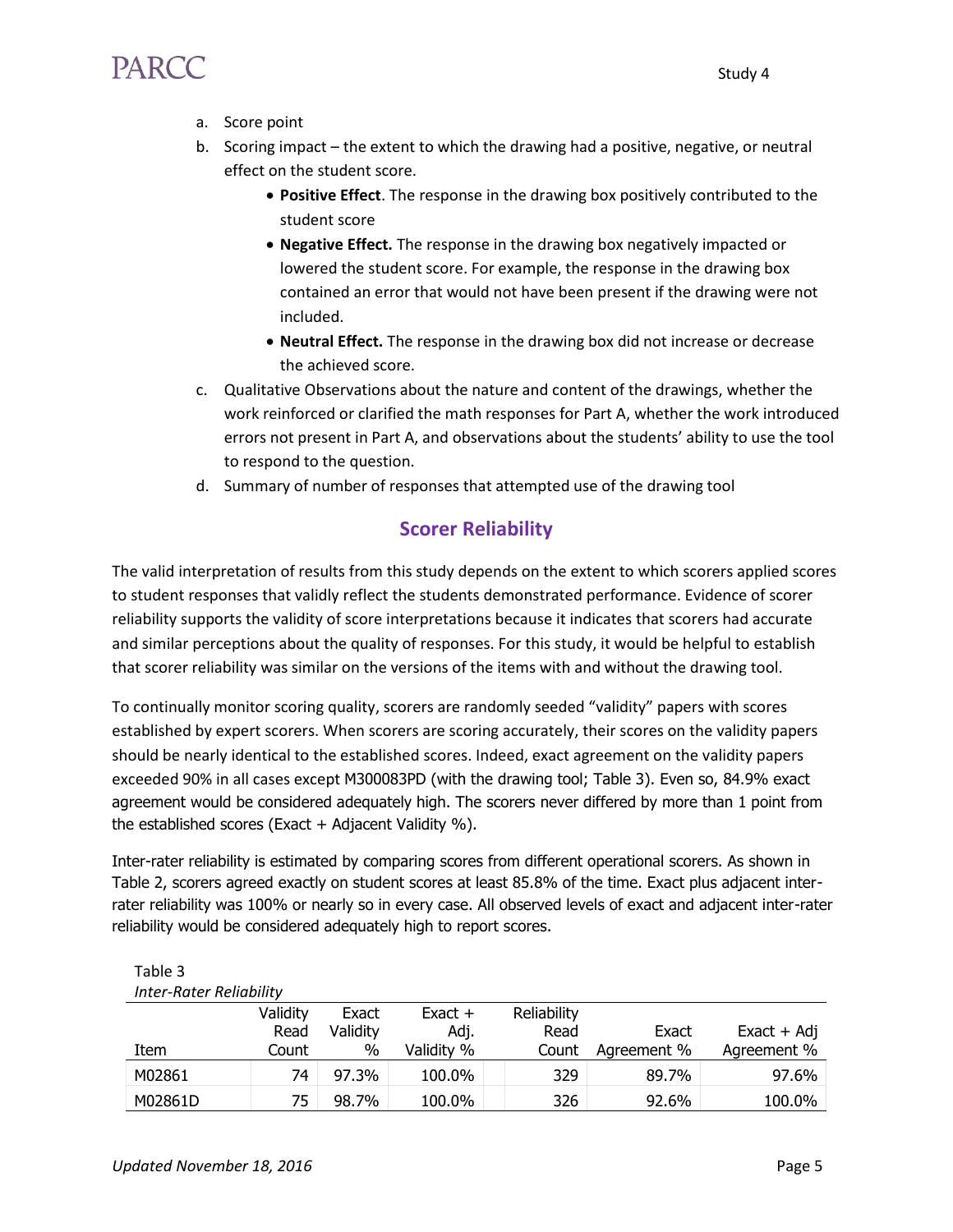a. Score point
b. Scoring impact – the extent to which the drawing had a positive, negative, or neutral effect on the student score.
    - **Positive Effect**. The response in the drawing box positively contributed to the student score
    - **Negative Effect.** The response in the drawing box negatively impacted or lowered the student score. For example, the response in the drawing box contained an error that would not have been present if the drawing were not included.
    - **Neutral Effect.** The response in the drawing box did not increase or decrease the achieved score.
c. Qualitative Observations about the nature and content of the drawings, whether the work reinforced or clarified the math responses for Part A, whether the work introduced errors not present in Part A, and observations about the students' ability to use the tool to respond to the question.
d. Summary of number of responses that attempted use of the drawing tool

## Scorer Reliability

The valid interpretation of results from this study depends on the extent to which scorers applied scores to student responses that validly reflect the students demonstrated performance. Evidence of scorer reliability supports the validity of score interpretations because it indicates that scorers had accurate and similar perceptions about the quality of responses. For this study, it would be helpful to establish that scorer reliability was similar on the versions of the items with and without the drawing tool.

To continually monitor scoring quality, scorers are randomly seeded "validity" papers with scores established by expert scorers. When scorers are scoring accurately, their scores on the validity papers should be nearly identical to the established scores. Indeed, exact agreement on the validity papers exceeded 90% in all cases except M300083PD (with the drawing tool; Table 3). Even so, 84.9% exact agreement would be considered adequately high. The scorers never differed by more than 1 point from the established scores (Exact + Adjacent Validity %).

Inter-rater reliability is estimated by comparing scores from different operational scorers. As shown in Table 2, scorers agreed exactly on student scores at least 85.8% of the time. Exact plus adjacent inter-rater reliability was 100% or nearly so in every case. All observed levels of exact and adjacent inter-rater reliability would be considered adequately high to report scores.

Table 3
*Inter-Rater Reliability*

| Item | Validity Read Count | Exact Validity % | Exact + Adj. Validity % | Reliability Read Count | Exact Agreement % | Exact + Adj Agreement % |
|---|---|---|---|---|---|---|
| M02861 | 74 | 97.3% | 100.0% | 329 | 89.7% | 97.6% |
| M02861D | 75 | 98.7% | 100.0% | 326 | 92.6% | 100.0% |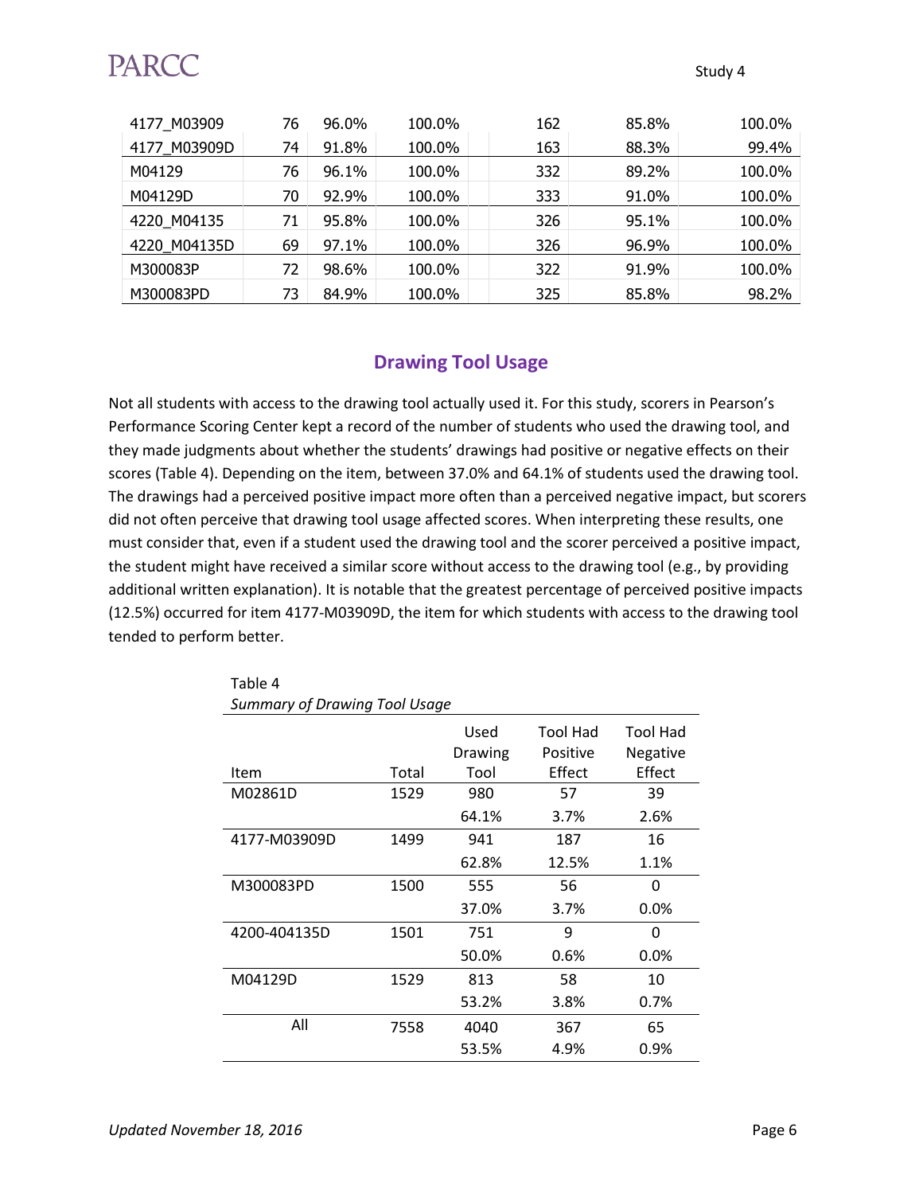| | | | | | | |
|---|---|---|---|---|---|---|
| 4177_M03909 | 76 | 96.0% | 100.0% | 162 | 85.8% | 100.0% |
| 4177_M03909D | 74 | 91.8% | 100.0% | 163 | 88.3% | 99.4% |
| M04129 | 76 | 96.1% | 100.0% | 332 | 89.2% | 100.0% |
| M04129D | 70 | 92.9% | 100.0% | 333 | 91.0% | 100.0% |
| 4220_M04135 | 71 | 95.8% | 100.0% | 326 | 95.1% | 100.0% |
| 4220_M04135D | 69 | 97.1% | 100.0% | 326 | 96.9% | 100.0% |
| M300083P | 72 | 98.6% | 100.0% | 322 | 91.9% | 100.0% |
| M300083PD | 73 | 84.9% | 100.0% | 325 | 85.8% | 98.2% |

## Drawing Tool Usage

Not all students with access to the drawing tool actually used it. For this study, scorers in Pearson's Performance Scoring Center kept a record of the number of students who used the drawing tool, and they made judgments about whether the students' drawings had positive or negative effects on their scores (Table 4). Depending on the item, between 37.0% and 64.1% of students used the drawing tool. The drawings had a perceived positive impact more often than a perceived negative impact, but scorers did not often perceive that drawing tool usage affected scores. When interpreting these results, one must consider that, even if a student used the drawing tool and the scorer perceived a positive impact, the student might have received a similar score without access to the drawing tool (e.g., by providing additional written explanation). It is notable that the greatest percentage of perceived positive impacts (12.5%) occurred for item 4177-M03909D, the item for which students with access to the drawing tool tended to perform better.

Table 4
*Summary of Drawing Tool Usage*

| Item | Total | Used Drawing Tool | Tool Had Positive Effect | Tool Had Negative Effect |
|---|---|---|---|---|
| M02861D | 1529 | 980 | 57 | 39 |
| | | 64.1% | 3.7% | 2.6% |
| 4177-M03909D | 1499 | 941 | 187 | 16 |
| | | 62.8% | 12.5% | 1.1% |
| M300083PD | 1500 | 555 | 56 | 0 |
| | | 37.0% | 3.7% | 0.0% |
| 4200-404135D | 1501 | 751 | 9 | 0 |
| | | 50.0% | 0.6% | 0.0% |
| M04129D | 1529 | 813 | 58 | 10 |
| | | 53.2% | 3.8% | 0.7% |
| All | 7558 | 4040 | 367 | 65 |
| | | 53.5% | 4.9% | 0.9% |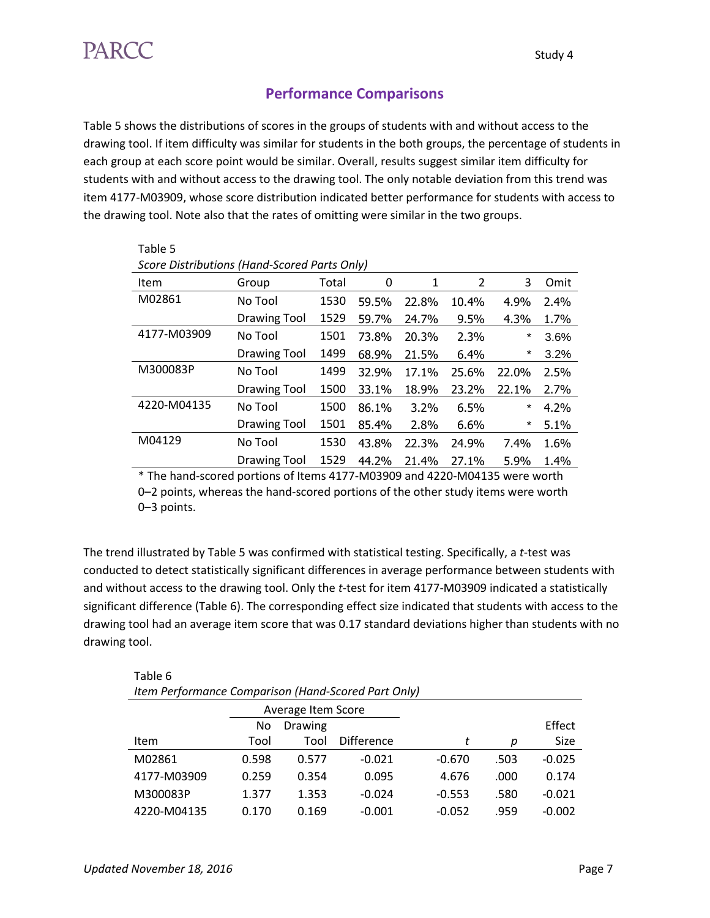## Performance Comparisons

Table 5 shows the distributions of scores in the groups of students with and without access to the drawing tool. If item difficulty was similar for students in the both groups, the percentage of students in each group at each score point would be similar. Overall, results suggest similar item difficulty for students with and without access to the drawing tool. The only notable deviation from this trend was item 4177-M03909, whose score distribution indicated better performance for students with access to the drawing tool. Note also that the rates of omitting were similar in the two groups.

Table 5
*Score Distributions (Hand-Scored Parts Only)*

| Item | Group | Total | 0 | 1 | 2 | 3 | Omit |
|---|---|---|---|---|---|---|---|
| M02861 | No Tool | 1530 | 59.5% | 22.8% | 10.4% | 4.9% | 2.4% |
| | Drawing Tool | 1529 | 59.7% | 24.7% | 9.5% | 4.3% | 1.7% |
| 4177-M03909 | No Tool | 1501 | 73.8% | 20.3% | 2.3% | * | 3.6% |
| | Drawing Tool | 1499 | 68.9% | 21.5% | 6.4% | * | 3.2% |
| M300083P | No Tool | 1499 | 32.9% | 17.1% | 25.6% | 22.0% | 2.5% |
| | Drawing Tool | 1500 | 33.1% | 18.9% | 23.2% | 22.1% | 2.7% |
| 4220-M04135 | No Tool | 1500 | 86.1% | 3.2% | 6.5% | * | 4.2% |
| | Drawing Tool | 1501 | 85.4% | 2.8% | 6.6% | * | 5.1% |
| M04129 | No Tool | 1530 | 43.8% | 22.3% | 24.9% | 7.4% | 1.6% |
| | Drawing Tool | 1529 | 44.2% | 21.4% | 27.1% | 5.9% | 1.4% |

* The hand-scored portions of Items 4177-M03909 and 4220-M04135 were worth 0–2 points, whereas the hand-scored portions of the other study items were worth 0–3 points.

The trend illustrated by Table 5 was confirmed with statistical testing. Specifically, a *t*-test was conducted to detect statistically significant differences in average performance between students with and without access to the drawing tool. Only the *t*-test for item 4177-M03909 indicated a statistically significant difference (Table 6). The corresponding effect size indicated that students with access to the drawing tool had an average item score that was 0.17 standard deviations higher than students with no drawing tool.

Table 6
*Item Performance Comparison (Hand-Scored Part Only)*

| | Average Item Score | | | | | |
|---|---|---|---|---|---|---|
| Item | No Tool | Drawing Tool | Difference | *t* | *p* | Effect Size |
| M02861 | 0.598 | 0.577 | -0.021 | -0.670 | .503 | -0.025 |
| 4177-M03909 | 0.259 | 0.354 | 0.095 | 4.676 | .000 | 0.174 |
| M300083P | 1.377 | 1.353 | -0.024 | -0.553 | .580 | -0.021 |
| 4220-M04135 | 0.170 | 0.169 | -0.001 | -0.052 | .959 | -0.002 |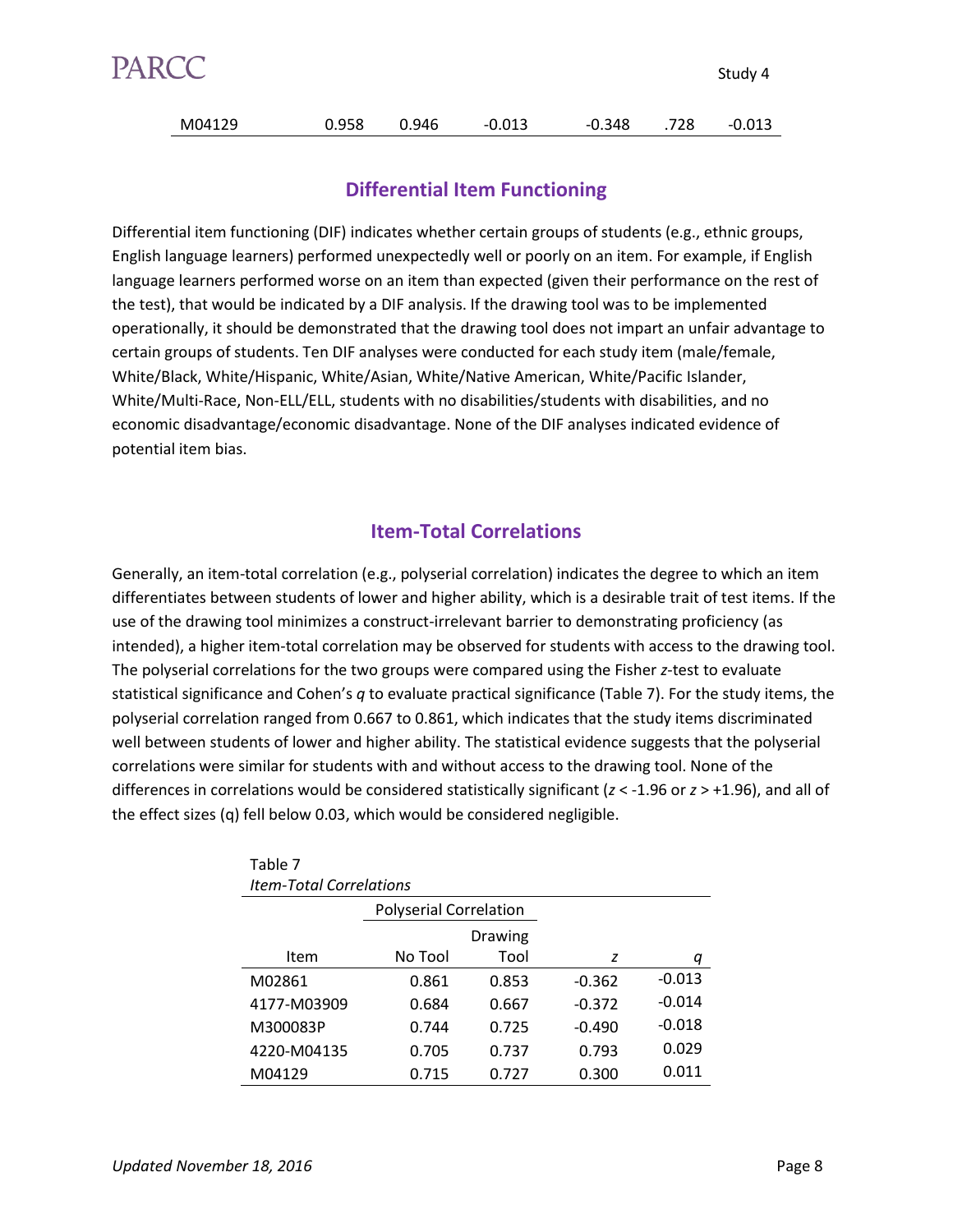| M04129 | 0.958 | 0.946 | -0.013 | -0.348 | .728 | -0.013 |
|---|---|---|---|---|---|---|

## Differential Item Functioning

Differential item functioning (DIF) indicates whether certain groups of students (e.g., ethnic groups, English language learners) performed unexpectedly well or poorly on an item. For example, if English language learners performed worse on an item than expected (given their performance on the rest of the test), that would be indicated by a DIF analysis. If the drawing tool was to be implemented operationally, it should be demonstrated that the drawing tool does not impart an unfair advantage to certain groups of students. Ten DIF analyses were conducted for each study item (male/female, White/Black, White/Hispanic, White/Asian, White/Native American, White/Pacific Islander, White/Multi-Race, Non-ELL/ELL, students with no disabilities/students with disabilities, and no economic disadvantage/economic disadvantage. None of the DIF analyses indicated evidence of potential item bias.

## Item-Total Correlations

Generally, an item-total correlation (e.g., polyserial correlation) indicates the degree to which an item differentiates between students of lower and higher ability, which is a desirable trait of test items. If the use of the drawing tool minimizes a construct-irrelevant barrier to demonstrating proficiency (as intended), a higher item-total correlation may be observed for students with access to the drawing tool. The polyserial correlations for the two groups were compared using the Fisher $z$-test to evaluate statistical significance and Cohen's $q$ to evaluate practical significance (Table 7). For the study items, the polyserial correlation ranged from 0.667 to 0.861, which indicates that the study items discriminated well between students of lower and higher ability. The statistical evidence suggests that the polyserial correlations were similar for students with and without access to the drawing tool. None of the differences in correlations would be considered statistically significant ($z < -1.96$ or $z > +1.96$), and all of the effect sizes (q) fell below 0.03, which would be considered negligible.

Table 7
*Item-Total Correlations*

| | Polyserial Correlation | | | |
|---|---|---|---|---|
| Item | No Tool | Drawing Tool | $z$ | $q$ |
| M02861 | 0.861 | 0.853 | -0.362 | -0.013 |
| 4177-M03909 | 0.684 | 0.667 | -0.372 | -0.014 |
| M300083P | 0.744 | 0.725 | -0.490 | -0.018 |
| 4220-M04135 | 0.705 | 0.737 | 0.793 | 0.029 |
| M04129 | 0.715 | 0.727 | 0.300 | 0.011 |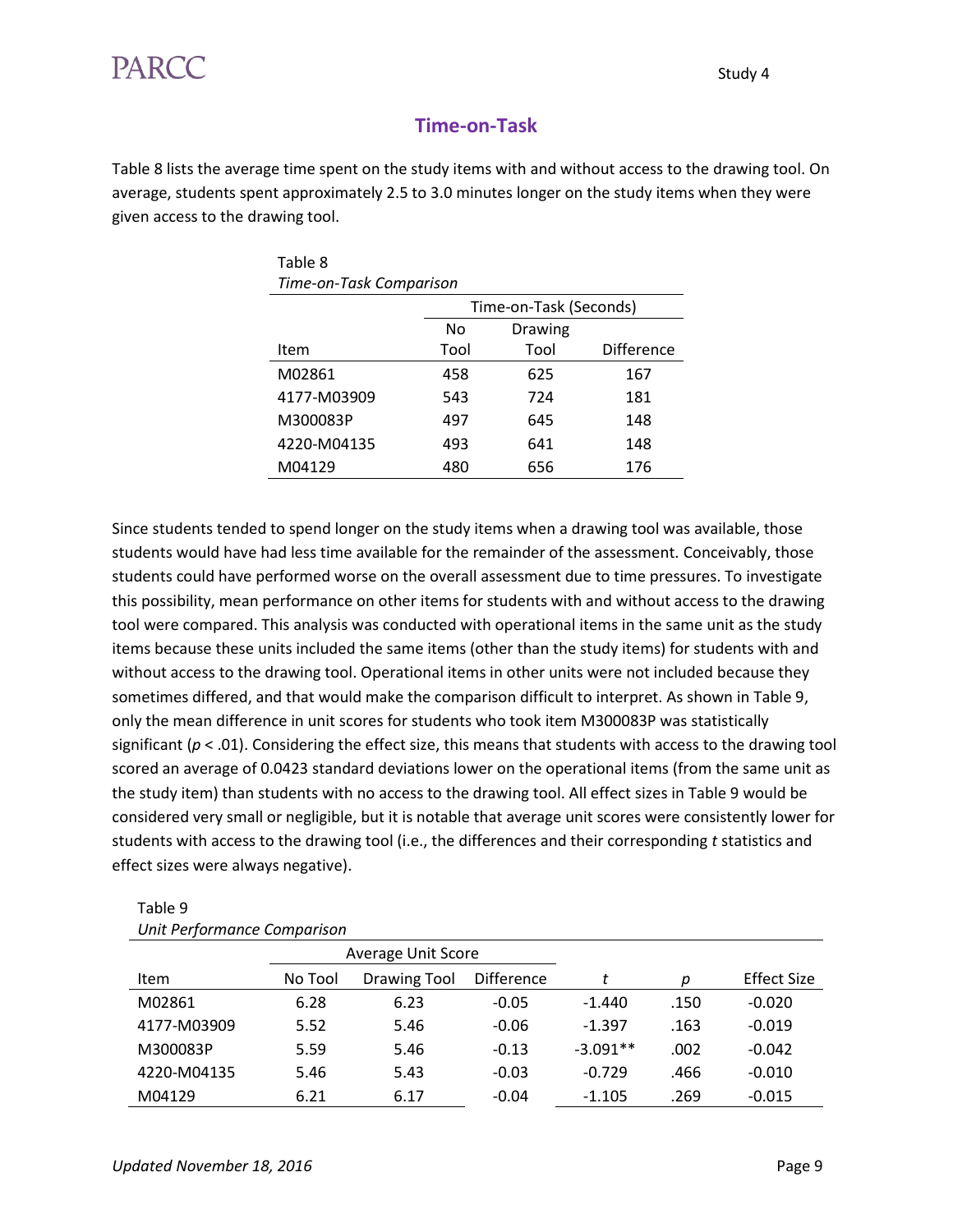## Time-on-Task

Table 8 lists the average time spent on the study items with and without access to the drawing tool. On average, students spent approximately 2.5 to 3.0 minutes longer on the study items when they were given access to the drawing tool.

Table 8
*Time-on-Task Comparison*

| | Time-on-Task (Seconds) | | |
|---|---|---|---|
| Item | No Tool | Drawing Tool | Difference |
| M02861 | 458 | 625 | 167 |
| 4177-M03909 | 543 | 724 | 181 |
| M300083P | 497 | 645 | 148 |
| 4220-M04135 | 493 | 641 | 148 |
| M04129 | 480 | 656 | 176 |

Since students tended to spend longer on the study items when a drawing tool was available, those students would have had less time available for the remainder of the assessment. Conceivably, those students could have performed worse on the overall assessment due to time pressures. To investigate this possibility, mean performance on other items for students with and without access to the drawing tool were compared. This analysis was conducted with operational items in the same unit as the study items because these units included the same items (other than the study items) for students with and without access to the drawing tool. Operational items in other units were not included because they sometimes differed, and that would make the comparison difficult to interpret. As shown in Table 9, only the mean difference in unit scores for students who took item M300083P was statistically significant ($p < .01$). Considering the effect size, this means that students with access to the drawing tool scored an average of 0.0423 standard deviations lower on the operational items (from the same unit as the study item) than students with no access to the drawing tool. All effect sizes in Table 9 would be considered very small or negligible, but it is notable that average unit scores were consistently lower for students with access to the drawing tool (i.e., the differences and their corresponding $t$ statistics and effect sizes were always negative).

Table 9
*Unit Performance Comparison*

| | Average Unit Score | | | | | |
|---|---|---|---|---|---|---|
| Item | No Tool | Drawing Tool | Difference | $t$ | $p$ | Effect Size |
| M02861 | 6.28 | 6.23 | -0.05 | -1.440 | .150 | -0.020 |
| 4177-M03909 | 5.52 | 5.46 | -0.06 | -1.397 | .163 | -0.019 |
| M300083P | 5.59 | 5.46 | -0.13 | -3.091** | .002 | -0.042 |
| 4220-M04135 | 5.46 | 5.43 | -0.03 | -0.729 | .466 | -0.010 |
| M04129 | 6.21 | 6.17 | -0.04 | -1.105 | .269 | -0.015 |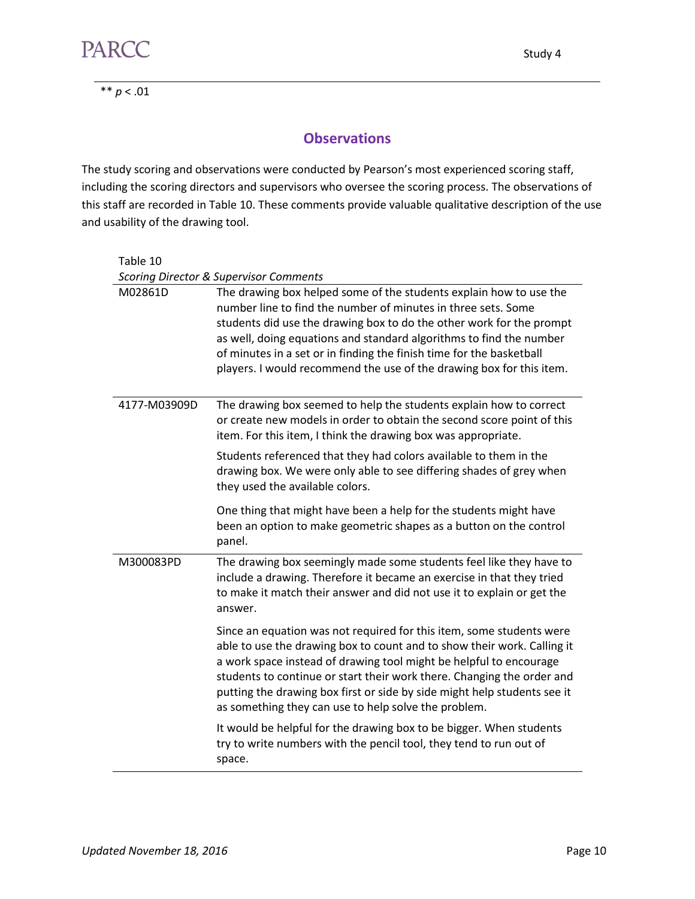** $p < .01$

## Observations

The study scoring and observations were conducted by Pearson's most experienced scoring staff, including the scoring directors and supervisors who oversee the scoring process. The observations of this staff are recorded in Table 10. These comments provide valuable qualitative description of the use and usability of the drawing tool.

Table 10

*Scoring Director & Supervisor Comments*

| | |
|---|---|
| M02861D | The drawing box helped some of the students explain how to use the number line to find the number of minutes in three sets. Some students did use the drawing box to do the other work for the prompt as well, doing equations and standard algorithms to find the number of minutes in a set or in finding the finish time for the basketball players. I would recommend the use of the drawing box for this item. |
| 4177-M03909D | The drawing box seemed to help the students explain how to correct or create new models in order to obtain the second score point of this item. For this item, I think the drawing box was appropriate.<br><br>Students referenced that they had colors available to them in the drawing box. We were only able to see differing shades of grey when they used the available colors.<br><br>One thing that might have been a help for the students might have been an option to make geometric shapes as a button on the control panel. |
| M300083PD | The drawing box seemingly made some students feel like they have to include a drawing. Therefore it became an exercise in that they tried to make it match their answer and did not use it to explain or get the answer.<br><br>Since an equation was not required for this item, some students were able to use the drawing box to count and to show their work. Calling it a work space instead of drawing tool might be helpful to encourage students to continue or start their work there. Changing the order and putting the drawing box first or side by side might help students see it as something they can use to help solve the problem.<br><br>It would be helpful for the drawing box to be bigger. When students try to write numbers with the pencil tool, they tend to run out of space. |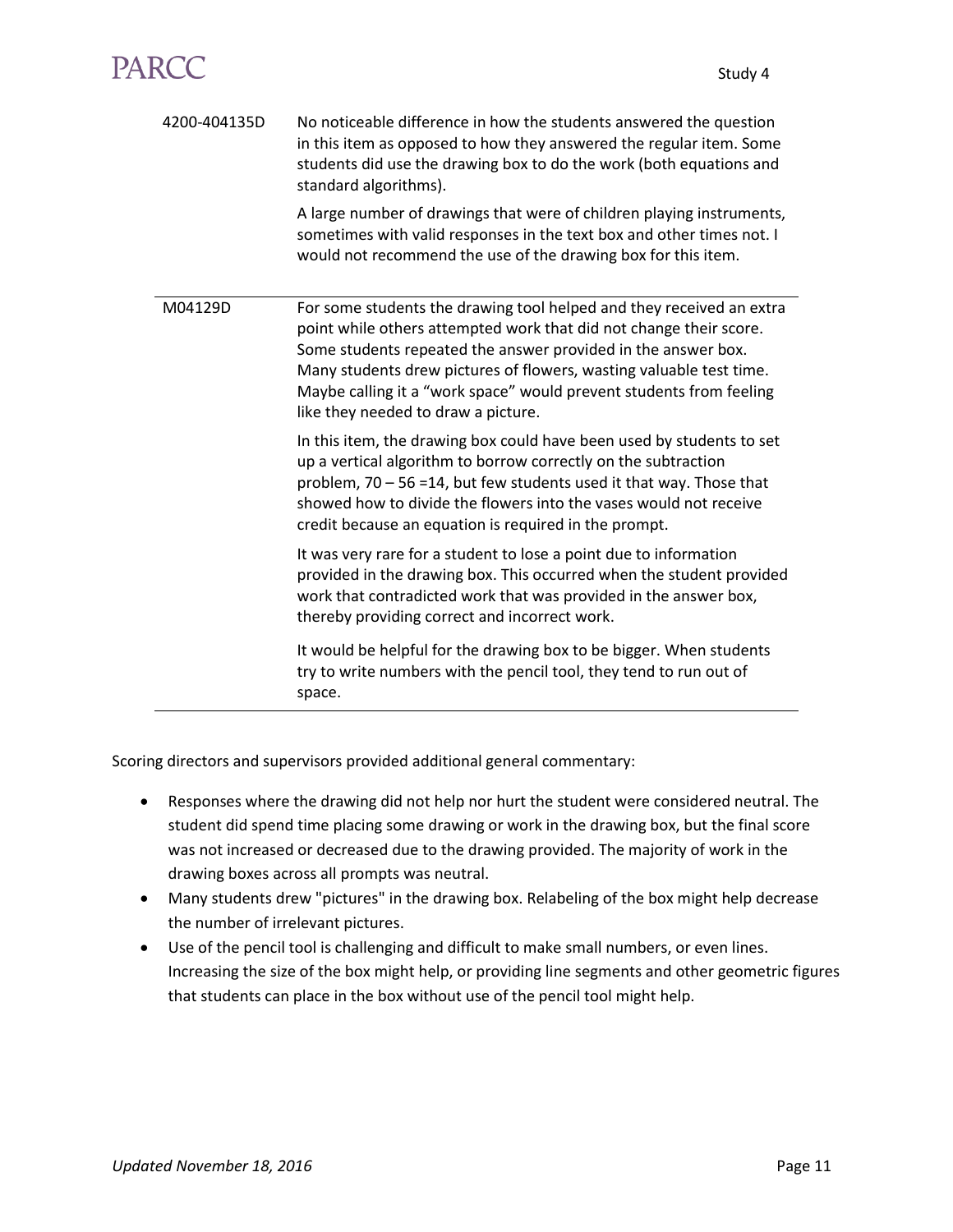| | |
|---|---|
| 4200-404135D | No noticeable difference in how the students answered the question in this item as opposed to how they answered the regular item. Some students did use the drawing box to do the work (both equations and standard algorithms).<br><br>A large number of drawings that were of children playing instruments, sometimes with valid responses in the text box and other times not. I would not recommend the use of the drawing box for this item. |
| M04129D | For some students the drawing tool helped and they received an extra point while others attempted work that did not change their score. Some students repeated the answer provided in the answer box. Many students drew pictures of flowers, wasting valuable test time. Maybe calling it a "work space" would prevent students from feeling like they needed to draw a picture.<br><br>In this item, the drawing box could have been used by students to set up a vertical algorithm to borrow correctly on the subtraction problem, 70 – 56 =14, but few students used it that way. Those that showed how to divide the flowers into the vases would not receive credit because an equation is required in the prompt.<br><br>It was very rare for a student to lose a point due to information provided in the drawing box. This occurred when the student provided work that contradicted work that was provided in the answer box, thereby providing correct and incorrect work.<br><br>It would be helpful for the drawing box to be bigger. When students try to write numbers with the pencil tool, they tend to run out of space. |

Scoring directors and supervisors provided additional general commentary:

- Responses where the drawing did not help nor hurt the student were considered neutral. The student did spend time placing some drawing or work in the drawing box, but the final score was not increased or decreased due to the drawing provided. The majority of work in the drawing boxes across all prompts was neutral.
- Many students drew "pictures" in the drawing box. Relabeling of the box might help decrease the number of irrelevant pictures.
- Use of the pencil tool is challenging and difficult to make small numbers, or even lines. Increasing the size of the box might help, or providing line segments and other geometric figures that students can place in the box without use of the pencil tool might help.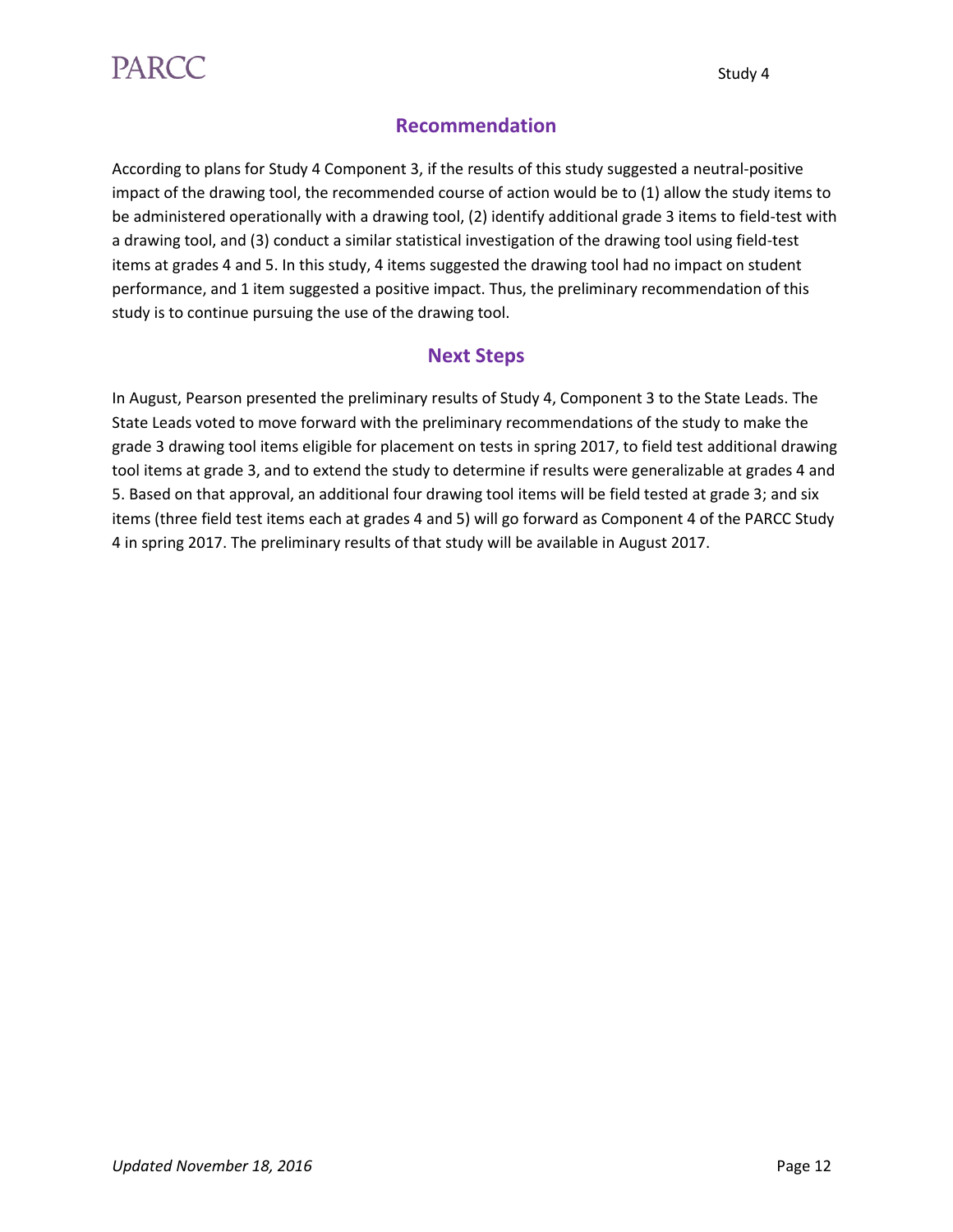## Recommendation

According to plans for Study 4 Component 3, if the results of this study suggested a neutral-positive impact of the drawing tool, the recommended course of action would be to (1) allow the study items to be administered operationally with a drawing tool, (2) identify additional grade 3 items to field-test with a drawing tool, and (3) conduct a similar statistical investigation of the drawing tool using field-test items at grades 4 and 5. In this study, 4 items suggested the drawing tool had no impact on student performance, and 1 item suggested a positive impact. Thus, the preliminary recommendation of this study is to continue pursuing the use of the drawing tool.

## Next Steps

In August, Pearson presented the preliminary results of Study 4, Component 3 to the State Leads. The State Leads voted to move forward with the preliminary recommendations of the study to make the grade 3 drawing tool items eligible for placement on tests in spring 2017, to field test additional drawing tool items at grade 3, and to extend the study to determine if results were generalizable at grades 4 and 5. Based on that approval, an additional four drawing tool items will be field tested at grade 3; and six items (three field test items each at grades 4 and 5) will go forward as Component 4 of the PARCC Study 4 in spring 2017. The preliminary results of that study will be available in August 2017.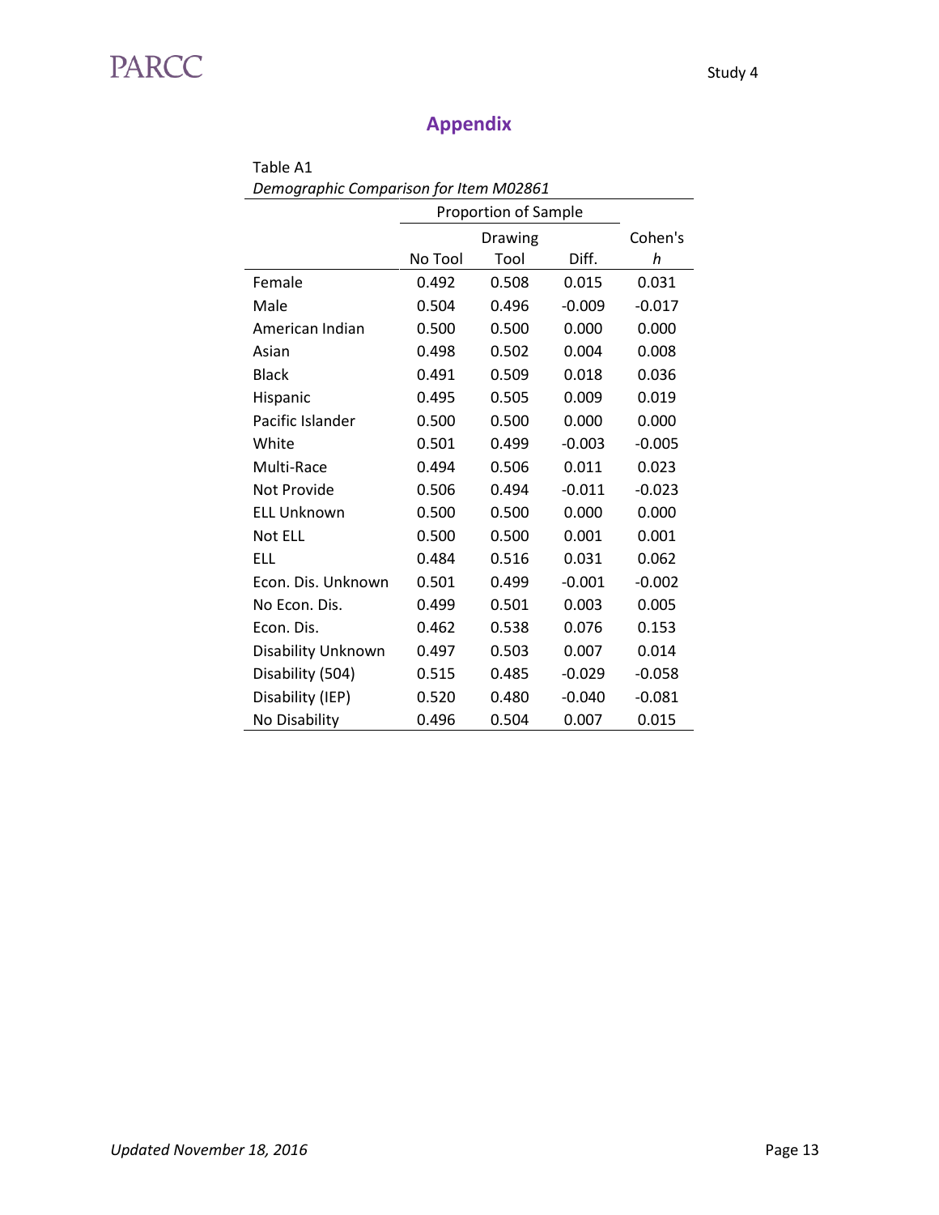## Appendix

Table A1

*Demographic Comparison for Item M02861*

| | Proportion of Sample | | | |
|---|---|---|---|---|
| | No Tool | Drawing Tool | Diff. | Cohen's *h* |
| Female | 0.492 | 0.508 | 0.015 | 0.031 |
| Male | 0.504 | 0.496 | -0.009 | -0.017 |
| American Indian | 0.500 | 0.500 | 0.000 | 0.000 |
| Asian | 0.498 | 0.502 | 0.004 | 0.008 |
| Black | 0.491 | 0.509 | 0.018 | 0.036 |
| Hispanic | 0.495 | 0.505 | 0.009 | 0.019 |
| Pacific Islander | 0.500 | 0.500 | 0.000 | 0.000 |
| White | 0.501 | 0.499 | -0.003 | -0.005 |
| Multi-Race | 0.494 | 0.506 | 0.011 | 0.023 |
| Not Provide | 0.506 | 0.494 | -0.011 | -0.023 |
| ELL Unknown | 0.500 | 0.500 | 0.000 | 0.000 |
| Not ELL | 0.500 | 0.500 | 0.001 | 0.001 |
| ELL | 0.484 | 0.516 | 0.031 | 0.062 |
| Econ. Dis. Unknown | 0.501 | 0.499 | -0.001 | -0.002 |
| No Econ. Dis. | 0.499 | 0.501 | 0.003 | 0.005 |
| Econ. Dis. | 0.462 | 0.538 | 0.076 | 0.153 |
| Disability Unknown | 0.497 | 0.503 | 0.007 | 0.014 |
| Disability (504) | 0.515 | 0.485 | -0.029 | -0.058 |
| Disability (IEP) | 0.520 | 0.480 | -0.040 | -0.081 |
| No Disability | 0.496 | 0.504 | 0.007 | 0.015 |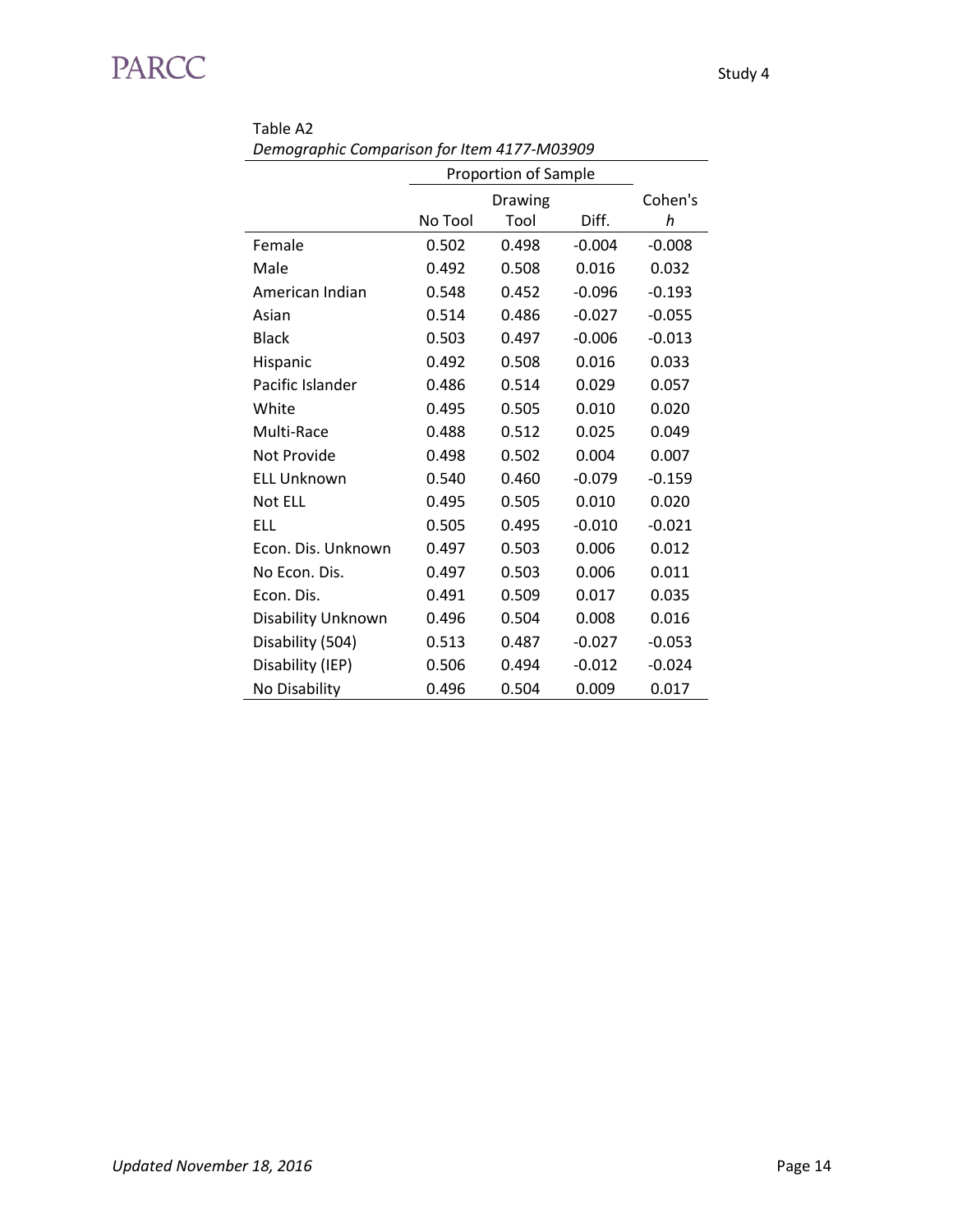Table A2

*Demographic Comparison for Item 4177-M03909*

| | Proportion of Sample | | | |
|---|---|---|---|---|
| | No Tool | Drawing Tool | Diff. | Cohen's *h* |
| Female | 0.502 | 0.498 | -0.004 | -0.008 |
| Male | 0.492 | 0.508 | 0.016 | 0.032 |
| American Indian | 0.548 | 0.452 | -0.096 | -0.193 |
| Asian | 0.514 | 0.486 | -0.027 | -0.055 |
| Black | 0.503 | 0.497 | -0.006 | -0.013 |
| Hispanic | 0.492 | 0.508 | 0.016 | 0.033 |
| Pacific Islander | 0.486 | 0.514 | 0.029 | 0.057 |
| White | 0.495 | 0.505 | 0.010 | 0.020 |
| Multi-Race | 0.488 | 0.512 | 0.025 | 0.049 |
| Not Provide | 0.498 | 0.502 | 0.004 | 0.007 |
| ELL Unknown | 0.540 | 0.460 | -0.079 | -0.159 |
| Not ELL | 0.495 | 0.505 | 0.010 | 0.020 |
| ELL | 0.505 | 0.495 | -0.010 | -0.021 |
| Econ. Dis. Unknown | 0.497 | 0.503 | 0.006 | 0.012 |
| No Econ. Dis. | 0.497 | 0.503 | 0.006 | 0.011 |
| Econ. Dis. | 0.491 | 0.509 | 0.017 | 0.035 |
| Disability Unknown | 0.496 | 0.504 | 0.008 | 0.016 |
| Disability (504) | 0.513 | 0.487 | -0.027 | -0.053 |
| Disability (IEP) | 0.506 | 0.494 | -0.012 | -0.024 |
| No Disability | 0.496 | 0.504 | 0.009 | 0.017 |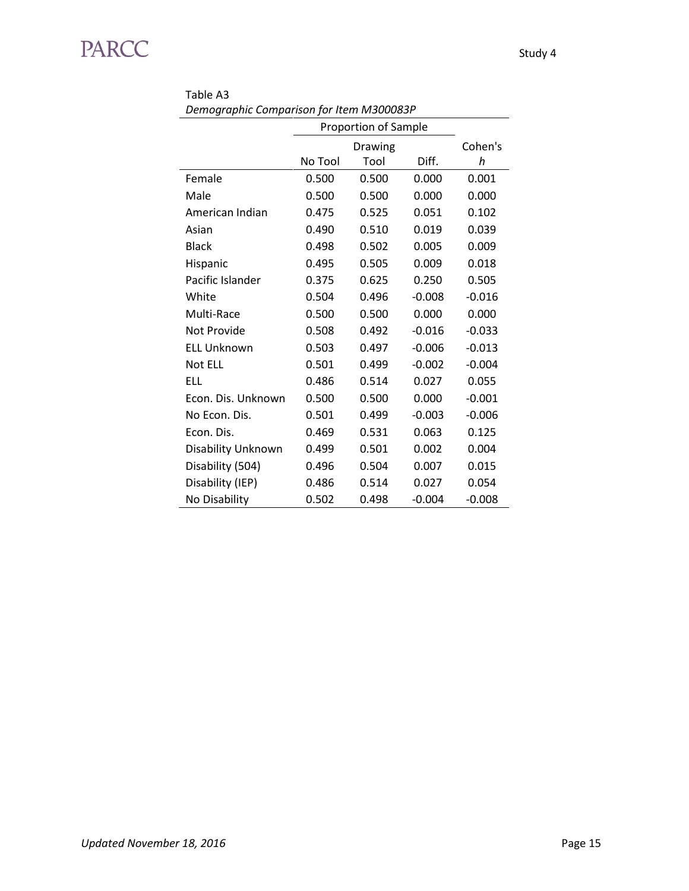Table A3

*Demographic Comparison for Item M300083P*

| | Proportion of Sample | | | |
|---|---|---|---|---|
| | No Tool | Drawing Tool | Diff. | Cohen's *h* |
| Female | 0.500 | 0.500 | 0.000 | 0.001 |
| Male | 0.500 | 0.500 | 0.000 | 0.000 |
| American Indian | 0.475 | 0.525 | 0.051 | 0.102 |
| Asian | 0.490 | 0.510 | 0.019 | 0.039 |
| Black | 0.498 | 0.502 | 0.005 | 0.009 |
| Hispanic | 0.495 | 0.505 | 0.009 | 0.018 |
| Pacific Islander | 0.375 | 0.625 | 0.250 | 0.505 |
| White | 0.504 | 0.496 | -0.008 | -0.016 |
| Multi-Race | 0.500 | 0.500 | 0.000 | 0.000 |
| Not Provide | 0.508 | 0.492 | -0.016 | -0.033 |
| ELL Unknown | 0.503 | 0.497 | -0.006 | -0.013 |
| Not ELL | 0.501 | 0.499 | -0.002 | -0.004 |
| ELL | 0.486 | 0.514 | 0.027 | 0.055 |
| Econ. Dis. Unknown | 0.500 | 0.500 | 0.000 | -0.001 |
| No Econ. Dis. | 0.501 | 0.499 | -0.003 | -0.006 |
| Econ. Dis. | 0.469 | 0.531 | 0.063 | 0.125 |
| Disability Unknown | 0.499 | 0.501 | 0.002 | 0.004 |
| Disability (504) | 0.496 | 0.504 | 0.007 | 0.015 |
| Disability (IEP) | 0.486 | 0.514 | 0.027 | 0.054 |
| No Disability | 0.502 | 0.498 | -0.004 | -0.008 |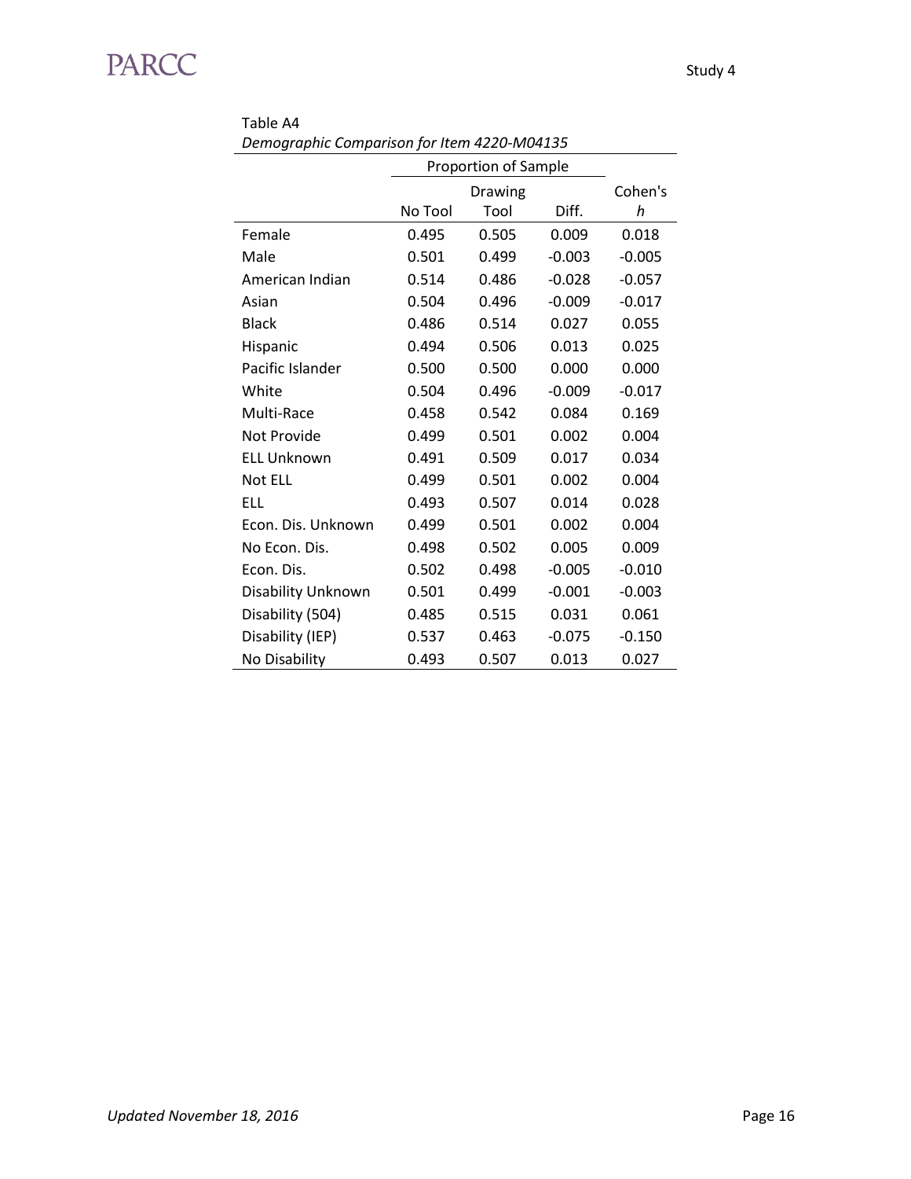Table A4

*Demographic Comparison for Item 4220-M04135*

| | Proportion of Sample | | | |
|---|---|---|---|---|
| | No Tool | Drawing Tool | Diff. | Cohen's *h* |
| Female | 0.495 | 0.505 | 0.009 | 0.018 |
| Male | 0.501 | 0.499 | -0.003 | -0.005 |
| American Indian | 0.514 | 0.486 | -0.028 | -0.057 |
| Asian | 0.504 | 0.496 | -0.009 | -0.017 |
| Black | 0.486 | 0.514 | 0.027 | 0.055 |
| Hispanic | 0.494 | 0.506 | 0.013 | 0.025 |
| Pacific Islander | 0.500 | 0.500 | 0.000 | 0.000 |
| White | 0.504 | 0.496 | -0.009 | -0.017 |
| Multi-Race | 0.458 | 0.542 | 0.084 | 0.169 |
| Not Provide | 0.499 | 0.501 | 0.002 | 0.004 |
| ELL Unknown | 0.491 | 0.509 | 0.017 | 0.034 |
| Not ELL | 0.499 | 0.501 | 0.002 | 0.004 |
| ELL | 0.493 | 0.507 | 0.014 | 0.028 |
| Econ. Dis. Unknown | 0.499 | 0.501 | 0.002 | 0.004 |
| No Econ. Dis. | 0.498 | 0.502 | 0.005 | 0.009 |
| Econ. Dis. | 0.502 | 0.498 | -0.005 | -0.010 |
| Disability Unknown | 0.501 | 0.499 | -0.001 | -0.003 |
| Disability (504) | 0.485 | 0.515 | 0.031 | 0.061 |
| Disability (IEP) | 0.537 | 0.463 | -0.075 | -0.150 |
| No Disability | 0.493 | 0.507 | 0.013 | 0.027 |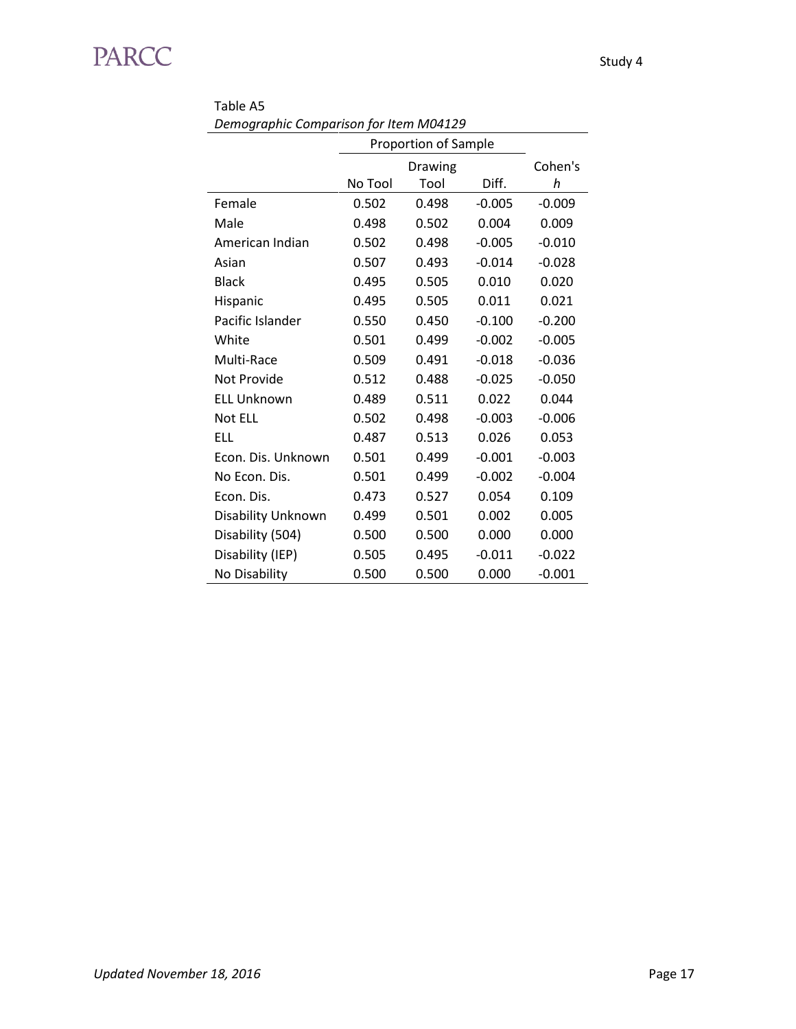Table A5

*Demographic Comparison for Item M04129*

| | Proportion of Sample | | | |
|---|---|---|---|---|
| | No Tool | Drawing Tool | Diff. | Cohen's *h* |
| Female | 0.502 | 0.498 | -0.005 | -0.009 |
| Male | 0.498 | 0.502 | 0.004 | 0.009 |
| American Indian | 0.502 | 0.498 | -0.005 | -0.010 |
| Asian | 0.507 | 0.493 | -0.014 | -0.028 |
| Black | 0.495 | 0.505 | 0.010 | 0.020 |
| Hispanic | 0.495 | 0.505 | 0.011 | 0.021 |
| Pacific Islander | 0.550 | 0.450 | -0.100 | -0.200 |
| White | 0.501 | 0.499 | -0.002 | -0.005 |
| Multi-Race | 0.509 | 0.491 | -0.018 | -0.036 |
| Not Provide | 0.512 | 0.488 | -0.025 | -0.050 |
| ELL Unknown | 0.489 | 0.511 | 0.022 | 0.044 |
| Not ELL | 0.502 | 0.498 | -0.003 | -0.006 |
| ELL | 0.487 | 0.513 | 0.026 | 0.053 |
| Econ. Dis. Unknown | 0.501 | 0.499 | -0.001 | -0.003 |
| No Econ. Dis. | 0.501 | 0.499 | -0.002 | -0.004 |
| Econ. Dis. | 0.473 | 0.527 | 0.054 | 0.109 |
| Disability Unknown | 0.499 | 0.501 | 0.002 | 0.005 |
| Disability (504) | 0.500 | 0.500 | 0.000 | 0.000 |
| Disability (IEP) | 0.505 | 0.495 | -0.011 | -0.022 |
| No Disability | 0.500 | 0.500 | 0.000 | -0.001 |